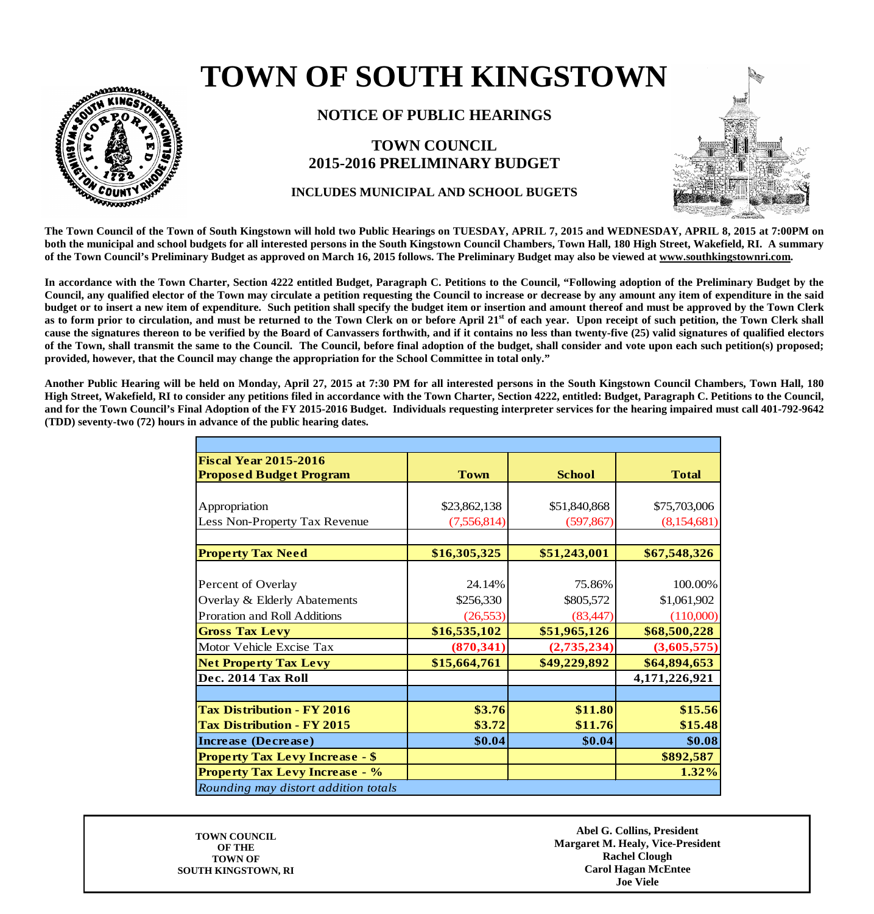# TOWN OF SOUTH KINGSTOWN

## NOTICE OF PUBLIC HEARINGS

## TOWN COUNCIL
## 2015-2016 PRELIMINARY BUDGET

### INCLUDES MUNICIPAL AND SCHOOL BUGETS

**The Town Council of the Town of South Kingstown will hold two Public Hearings on TUESDAY, APRIL 7, 2015 and WEDNESDAY, APRIL 8, 2015 at 7:00PM on both the municipal and school budgets for all interested persons in the South Kingstown Council Chambers, Town Hall, 180 High Street, Wakefield, RI. A summary of the Town Council's Preliminary Budget as approved on March 16, 2015 follows. The Preliminary Budget may also be viewed at www.southkingstownri.com.**

**In accordance with the Town Charter, Section 4222 entitled Budget, Paragraph C. Petitions to the Council, "Following adoption of the Preliminary Budget by the Council, any qualified elector of the Town may circulate a petition requesting the Council to increase or decrease by any amount any item of expenditure in the said budget or to insert a new item of expenditure. Such petition shall specify the budget item or insertion and amount thereof and must be approved by the Town Clerk as to form prior to circulation, and must be returned to the Town Clerk on or before April 21st of each year. Upon receipt of such petition, the Town Clerk shall cause the signatures thereon to be verified by the Board of Canvassers forthwith, and if it contains no less than twenty-five (25) valid signatures of qualified electors of the Town, shall transmit the same to the Council. The Council, before final adoption of the budget, shall consider and vote upon each such petition(s) proposed; provided, however, that the Council may change the appropriation for the School Committee in total only."**

**Another Public Hearing will be held on Monday, April 27, 2015 at 7:30 PM for all interested persons in the South Kingstown Council Chambers, Town Hall, 180 High Street, Wakefield, RI to consider any petitions filed in accordance with the Town Charter, Section 4222, entitled: Budget, Paragraph C. Petitions to the Council, and for the Town Council's Final Adoption of the FY 2015-2016 Budget. Individuals requesting interpreter services for the hearing impaired must call 401-792-9642 (TDD) seventy-two (72) hours in advance of the public hearing dates.**

| Fiscal Year 2015-2016 Proposed Budget Program | Town | School | Total |
|---|---|---|---|
| Appropriation | $23,862,138 | $51,840,868 | $75,703,006 |
| Less Non-Property Tax Revenue | (7,556,814) | (597,867) | (8,154,681) |
| **Property Tax Need** | **$16,305,325** | **$51,243,001** | **$67,548,326** |
| Percent of Overlay | 24.14% | 75.86% | 100.00% |
| Overlay & Elderly Abatements | $256,330 | $805,572 | $1,061,902 |
| Proration and Roll Additions | (26,553) | (83,447) | (110,000) |
| **Gross Tax Levy** | **$16,535,102** | **$51,965,126** | **$68,500,228** |
| Motor Vehicle Excise Tax | **(870,341)** | **(2,735,234)** | **(3,605,575)** |
| **Net Property Tax Levy** | **$15,664,761** | **$49,229,892** | **$64,894,653** |
| **Dec. 2014 Tax Roll** | | | **4,171,226,921** |
| **Tax Distribution - FY 2016** | **$3.76** | **$11.80** | **$15.56** |
| **Tax Distribution - FY 2015** | **$3.72** | **$11.76** | **$15.48** |
| **Increase (Decrease)** | **$0.04** | **$0.04** | **$0.08** |
| **Property Tax Levy Increase - $** | | | **$892,587** |
| **Property Tax Levy Increase - %** | | | **1.32%** |

*Rounding may distort addition totals*

**TOWN COUNCIL OF THE TOWN OF SOUTH KINGSTOWN, RI**

**Abel G. Collins, President**
**Margaret M. Healy, Vice-President**
**Rachel Clough**
**Carol Hagan McEntee**
**Joe Viele**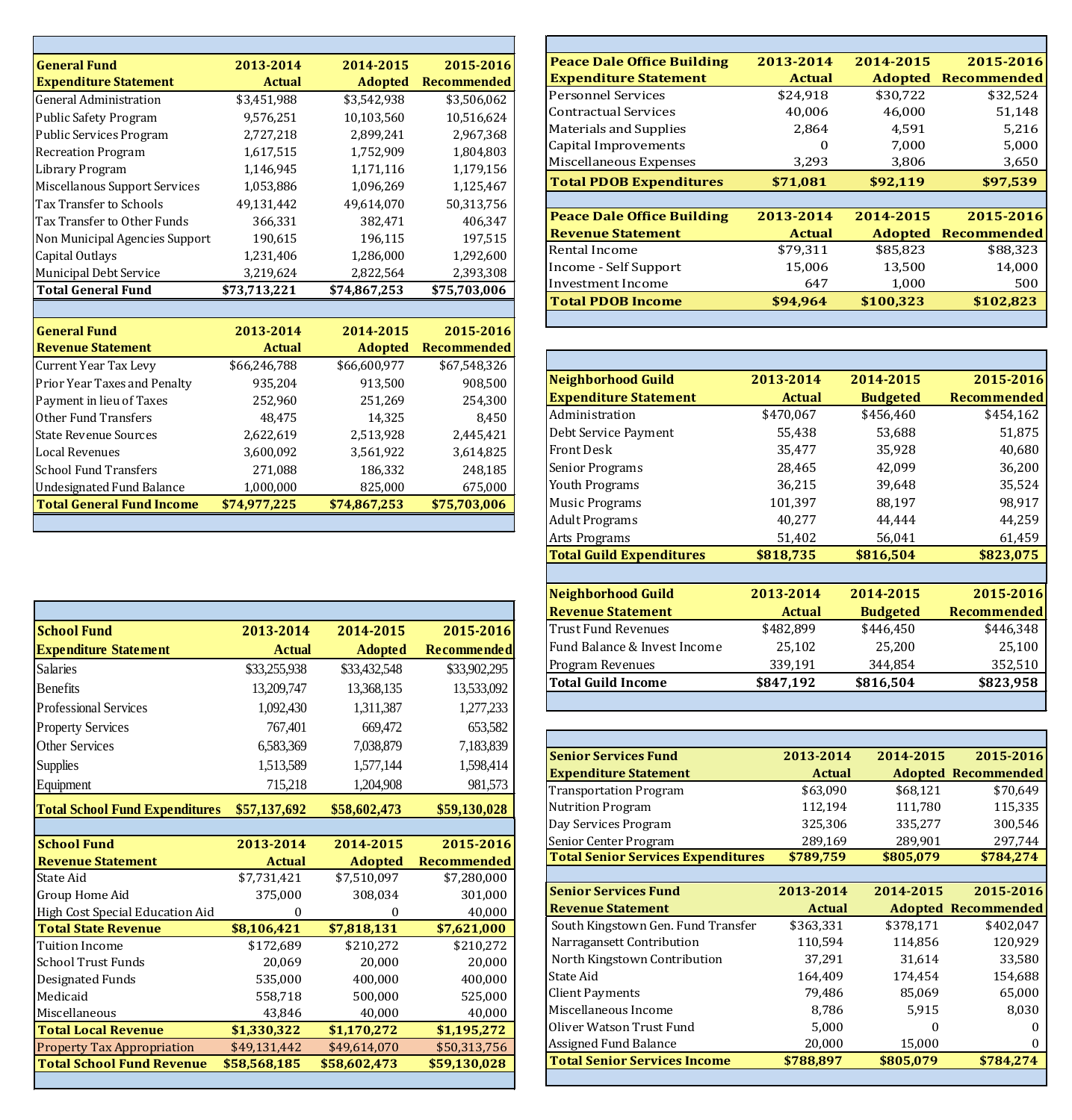| General Fund Expenditure Statement | 2013-2014 Actual | 2014-2015 Adopted | 2015-2016 Recommended |
| --- | --- | --- | --- |
| General Administration | $3,451,988 | $3,542,938 | $3,506,062 |
| Public Safety Program | 9,576,251 | 10,103,560 | 10,516,624 |
| Public Services Program | 2,727,218 | 2,899,241 | 2,967,368 |
| Recreation Program | 1,617,515 | 1,752,909 | 1,804,803 |
| Library Program | 1,146,945 | 1,171,116 | 1,179,156 |
| Miscellanous Support Services | 1,053,886 | 1,096,269 | 1,125,467 |
| Tax Transfer to Schools | 49,131,442 | 49,614,070 | 50,313,756 |
| Tax Transfer to Other Funds | 366,331 | 382,471 | 406,347 |
| Non Municipal Agencies Support | 190,615 | 196,115 | 197,515 |
| Capital Outlays | 1,231,406 | 1,286,000 | 1,292,600 |
| Municipal Debt Service | 3,219,624 | 2,822,564 | 2,393,308 |
| **Total General Fund** | **$73,713,221** | **$74,867,253** | **$75,703,006** |

| General Fund Revenue Statement | 2013-2014 Actual | 2014-2015 Adopted | 2015-2016 Recommended |
| --- | --- | --- | --- |
| Current Year Tax Levy | $66,246,788 | $66,600,977 | $67,548,326 |
| Prior Year Taxes and Penalty | 935,204 | 913,500 | 908,500 |
| Payment in lieu of Taxes | 252,960 | 251,269 | 254,300 |
| Other Fund Transfers | 48,475 | 14,325 | 8,450 |
| State Revenue Sources | 2,622,619 | 2,513,928 | 2,445,421 |
| Local Revenues | 3,600,092 | 3,561,922 | 3,614,825 |
| School Fund Transfers | 271,088 | 186,332 | 248,185 |
| Undesignated Fund Balance | 1,000,000 | 825,000 | 675,000 |
| **Total General Fund Income** | **$74,977,225** | **$74,867,253** | **$75,703,006** |

| School Fund Expenditure Statement | 2013-2014 Actual | 2014-2015 Adopted | 2015-2016 Recommended |
| --- | --- | --- | --- |
| Salaries | $33,255,938 | $33,432,548 | $33,902,295 |
| Benefits | 13,209,747 | 13,368,135 | 13,533,092 |
| Professional Services | 1,092,430 | 1,311,387 | 1,277,233 |
| Property Services | 767,401 | 669,472 | 653,582 |
| Other Services | 6,583,369 | 7,038,879 | 7,183,839 |
| Supplies | 1,513,589 | 1,577,144 | 1,598,414 |
| Equipment | 715,218 | 1,204,908 | 981,573 |
| **Total School Fund Expenditures** | **$57,137,692** | **$58,602,473** | **$59,130,028** |

| School Fund Revenue Statement | 2013-2014 Actual | 2014-2015 Adopted | 2015-2016 Recommended |
| --- | --- | --- | --- |
| State Aid | $7,731,421 | $7,510,097 | $7,280,000 |
| Group Home Aid | 375,000 | 308,034 | 301,000 |
| High Cost Special Education Aid | 0 | 0 | 40,000 |
| **Total State Revenue** | **$8,106,421** | **$7,818,131** | **$7,621,000** |
| Tuition Income | $172,689 | $210,272 | $210,272 |
| School Trust Funds | 20,069 | 20,000 | 20,000 |
| Designated Funds | 535,000 | 400,000 | 400,000 |
| Medicaid | 558,718 | 500,000 | 525,000 |
| Miscellaneous | 43,846 | 40,000 | 40,000 |
| **Total Local Revenue** | **$1,330,322** | **$1,170,272** | **$1,195,272** |
| Property Tax Appropriation | $49,131,442 | $49,614,070 | $50,313,756 |
| **Total School Fund Revenue** | **$58,568,185** | **$58,602,473** | **$59,130,028** |

| Peace Dale Office Building Expenditure Statement | 2013-2014 Actual | 2014-2015 Adopted | 2015-2016 Recommended |
| --- | --- | --- | --- |
| Personnel Services | $24,918 | $30,722 | $32,524 |
| Contractual Services | 40,006 | 46,000 | 51,148 |
| Materials and Supplies | 2,864 | 4,591 | 5,216 |
| Capital Improvements | 0 | 7,000 | 5,000 |
| Miscellaneous Expenses | 3,293 | 3,806 | 3,650 |
| **Total PDOB Expenditures** | **$71,081** | **$92,119** | **$97,539** |

| Peace Dale Office Building Revenue Statement | 2013-2014 Actual | 2014-2015 Adopted | 2015-2016 Recommended |
| --- | --- | --- | --- |
| Rental Income | $79,311 | $85,823 | $88,323 |
| Income - Self Support | 15,006 | 13,500 | 14,000 |
| Investment Income | 647 | 1,000 | 500 |
| **Total PDOB Income** | **$94,964** | **$100,323** | **$102,823** |

| Neighborhood Guild Expenditure Statement | 2013-2014 Actual | 2014-2015 Budgeted | 2015-2016 Recommended |
| --- | --- | --- | --- |
| Administration | $470,067 | $456,460 | $454,162 |
| Debt Service Payment | 55,438 | 53,688 | 51,875 |
| Front Desk | 35,477 | 35,928 | 40,680 |
| Senior Programs | 28,465 | 42,099 | 36,200 |
| Youth Programs | 36,215 | 39,648 | 35,524 |
| Music Programs | 101,397 | 88,197 | 98,917 |
| Adult Programs | 40,277 | 44,444 | 44,259 |
| Arts Programs | 51,402 | 56,041 | 61,459 |
| **Total Guild Expenditures** | **$818,735** | **$816,504** | **$823,075** |

| Neighborhood Guild Revenue Statement | 2013-2014 Actual | 2014-2015 Budgeted | 2015-2016 Recommended |
| --- | --- | --- | --- |
| Trust Fund Revenues | $482,899 | $446,450 | $446,348 |
| Fund Balance & Invest Income | 25,102 | 25,200 | 25,100 |
| Program Revenues | 339,191 | 344,854 | 352,510 |
| **Total Guild Income** | **$847,192** | **$816,504** | **$823,958** |

| Senior Services Fund Expenditure Statement | 2013-2014 Actual | 2014-2015 Adopted | 2015-2016 Recommended |
| --- | --- | --- | --- |
| Transportation Program | $63,090 | $68,121 | $70,649 |
| Nutrition Program | 112,194 | 111,780 | 115,335 |
| Day Services Program | 325,306 | 335,277 | 300,546 |
| Senior Center Program | 289,169 | 289,901 | 297,744 |
| **Total Senior Services Expenditures** | **$789,759** | **$805,079** | **$784,274** |

| Senior Services Fund Revenue Statement | 2013-2014 Actual | 2014-2015 Adopted | 2015-2016 Recommended |
| --- | --- | --- | --- |
| South Kingstown Gen. Fund Transfer | $363,331 | $378,171 | $402,047 |
| Narragansett Contribution | 110,594 | 114,856 | 120,929 |
| North Kingstown Contribution | 37,291 | 31,614 | 33,580 |
| State Aid | 164,409 | 174,454 | 154,688 |
| Client Payments | 79,486 | 85,069 | 65,000 |
| Miscellaneous Income | 8,786 | 5,915 | 8,030 |
| Oliver Watson Trust Fund | 5,000 | 0 | 0 |
| Assigned Fund Balance | 20,000 | 15,000 | 0 |
| **Total Senior Services Income** | **$788,897** | **$805,079** | **$784,274** |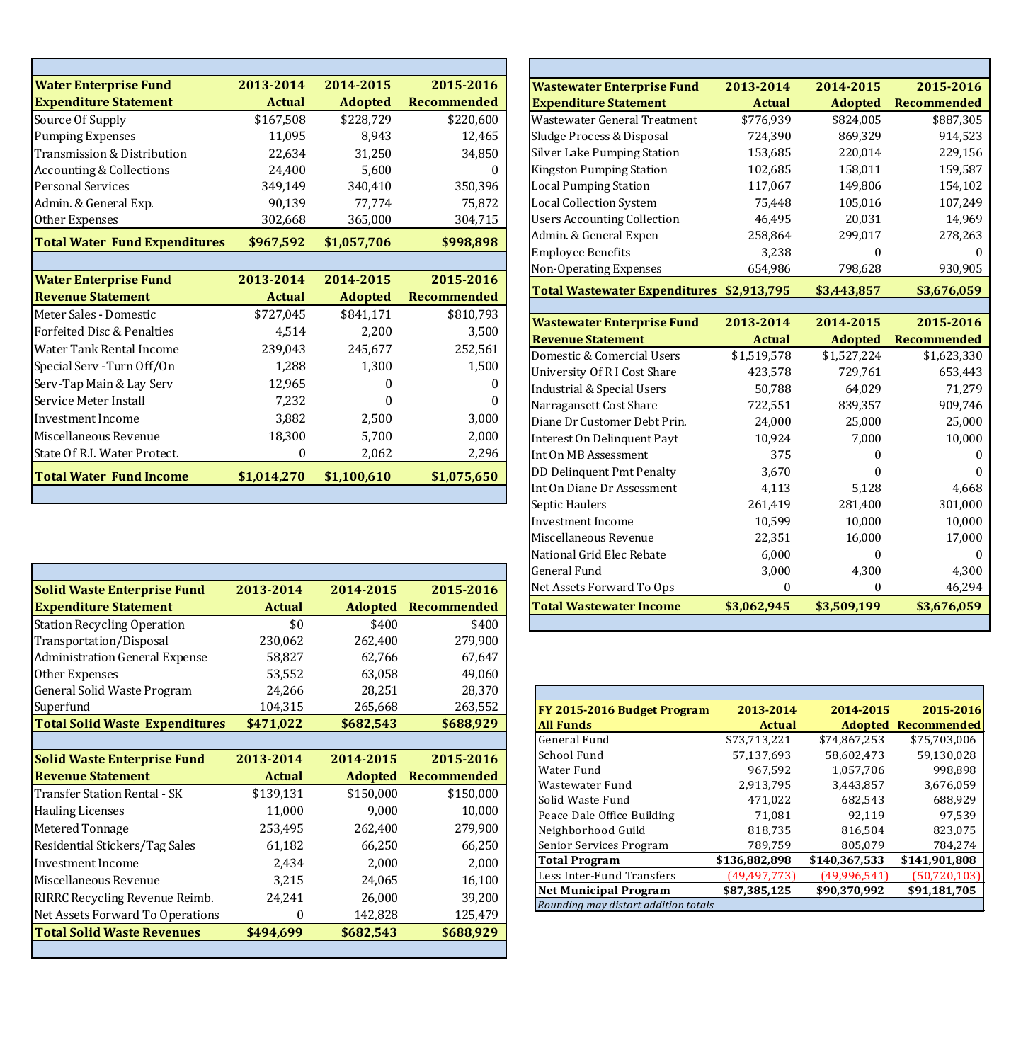| Water Enterprise Fund Expenditure Statement | 2013-2014 Actual | 2014-2015 Adopted | 2015-2016 Recommended |
|---|---|---|---|
| Source Of Supply | $167,508 | $228,729 | $220,600 |
| Pumping Expenses | 11,095 | 8,943 | 12,465 |
| Transmission & Distribution | 22,634 | 31,250 | 34,850 |
| Accounting & Collections | 24,400 | 5,600 | 0 |
| Personal Services | 349,149 | 340,410 | 350,396 |
| Admin. & General Exp. | 90,139 | 77,774 | 75,872 |
| Other Expenses | 302,668 | 365,000 | 304,715 |
| **Total Water Fund Expenditures** | **$967,592** | **$1,057,706** | **$998,898** |

| Water Enterprise Fund Revenue Statement | 2013-2014 Actual | 2014-2015 Adopted | 2015-2016 Recommended |
|---|---|---|---|
| Meter Sales - Domestic | $727,045 | $841,171 | $810,793 |
| Forfeited Disc & Penalties | 4,514 | 2,200 | 3,500 |
| Water Tank Rental Income | 239,043 | 245,677 | 252,561 |
| Special Serv -Turn Off/On | 1,288 | 1,300 | 1,500 |
| Serv-Tap Main & Lay Serv | 12,965 | 0 | 0 |
| Service Meter Install | 7,232 | 0 | 0 |
| Investment Income | 3,882 | 2,500 | 3,000 |
| Miscellaneous Revenue | 18,300 | 5,700 | 2,000 |
| State Of R.I. Water Protect. | 0 | 2,062 | 2,296 |
| **Total Water Fund Income** | **$1,014,270** | **$1,100,610** | **$1,075,650** |

| Wastewater Enterprise Fund Expenditure Statement | 2013-2014 Actual | 2014-2015 Adopted | 2015-2016 Recommended |
|---|---|---|---|
| Wastewater General Treatment | $776,939 | $824,005 | $887,305 |
| Sludge Process & Disposal | 724,390 | 869,329 | 914,523 |
| Silver Lake Pumping Station | 153,685 | 220,014 | 229,156 |
| Kingston Pumping Station | 102,685 | 158,011 | 159,587 |
| Local Pumping Station | 117,067 | 149,806 | 154,102 |
| Local Collection System | 75,448 | 105,016 | 107,249 |
| Users Accounting Collection | 46,495 | 20,031 | 14,969 |
| Admin. & General Expen | 258,864 | 299,017 | 278,263 |
| Employee Benefits | 3,238 | 0 | 0 |
| Non-Operating Expenses | 654,986 | 798,628 | 930,905 |
| **Total Wastewater Expenditures** | **$2,913,795** | **$3,443,857** | **$3,676,059** |

| Wastewater Enterprise Fund Revenue Statement | 2013-2014 Actual | 2014-2015 Adopted | 2015-2016 Recommended |
|---|---|---|---|
| Domestic & Comercial Users | $1,519,578 | $1,527,224 | $1,623,330 |
| University Of R I Cost Share | 423,578 | 729,761 | 653,443 |
| Industrial & Special Users | 50,788 | 64,029 | 71,279 |
| Narragansett Cost Share | 722,551 | 839,357 | 909,746 |
| Diane Dr Customer Debt Prin. | 24,000 | 25,000 | 25,000 |
| Interest On Delinquent Payt | 10,924 | 7,000 | 10,000 |
| Int On MB Assessment | 375 | 0 | 0 |
| DD Delinquent Pmt Penalty | 3,670 | 0 | 0 |
| Int On Diane Dr Assessment | 4,113 | 5,128 | 4,668 |
| Septic Haulers | 261,419 | 281,400 | 301,000 |
| Investment Income | 10,599 | 10,000 | 10,000 |
| Miscellaneous Revenue | 22,351 | 16,000 | 17,000 |
| National Grid Elec Rebate | 6,000 | 0 | 0 |
| General Fund | 3,000 | 4,300 | 4,300 |
| Net Assets Forward To Ops | 0 | 0 | 46,294 |
| **Total Wastewater Income** | **$3,062,945** | **$3,509,199** | **$3,676,059** |

| Solid Waste Enterprise Fund Expenditure Statement | 2013-2014 Actual | 2014-2015 Adopted | 2015-2016 Recommended |
|---|---|---|---|
| Station Recycling Operation | $0 | $400 | $400 |
| Transportation/Disposal | 230,062 | 262,400 | 279,900 |
| Administration General Expense | 58,827 | 62,766 | 67,647 |
| Other Expenses | 53,552 | 63,058 | 49,060 |
| General Solid Waste Program | 24,266 | 28,251 | 28,370 |
| Superfund | 104,315 | 265,668 | 263,552 |
| **Total Solid Waste Expenditures** | **$471,022** | **$682,543** | **$688,929** |

| Solid Waste Enterprise Fund Revenue Statement | 2013-2014 Actual | 2014-2015 Adopted | 2015-2016 Recommended |
|---|---|---|---|
| Transfer Station Rental - SK | $139,131 | $150,000 | $150,000 |
| Hauling Licenses | 11,000 | 9,000 | 10,000 |
| Metered Tonnage | 253,495 | 262,400 | 279,900 |
| Residential Stickers/Tag Sales | 61,182 | 66,250 | 66,250 |
| Investment Income | 2,434 | 2,000 | 2,000 |
| Miscellaneous Revenue | 3,215 | 24,065 | 16,100 |
| RIRRC Recycling Revenue Reimb. | 24,241 | 26,000 | 39,200 |
| Net Assets Forward To Operations | 0 | 142,828 | 125,479 |
| **Total Solid Waste Revenues** | **$494,699** | **$682,543** | **$688,929** |

| FY 2015-2016 Budget Program All Funds | 2013-2014 Actual | 2014-2015 Adopted | 2015-2016 Recommended |
|---|---|---|---|
| General Fund | $73,713,221 | $74,867,253 | $75,703,006 |
| School Fund | 57,137,693 | 58,602,473 | 59,130,028 |
| Water Fund | 967,592 | 1,057,706 | 998,898 |
| Wastewater Fund | 2,913,795 | 3,443,857 | 3,676,059 |
| Solid Waste Fund | 471,022 | 682,543 | 688,929 |
| Peace Dale Office Building | 71,081 | 92,119 | 97,539 |
| Neighborhood Guild | 818,735 | 816,504 | 823,075 |
| Senior Services Program | 789,759 | 805,079 | 784,274 |
| **Total Program** | **$136,882,898** | **$140,367,533** | **$141,901,808** |
| Less Inter-Fund Transfers | (49,497,773) | (49,996,541) | (50,720,103) |
| **Net Municipal Program** | **$87,385,125** | **$90,370,992** | **$91,181,705** |

*Rounding may distort addition totals*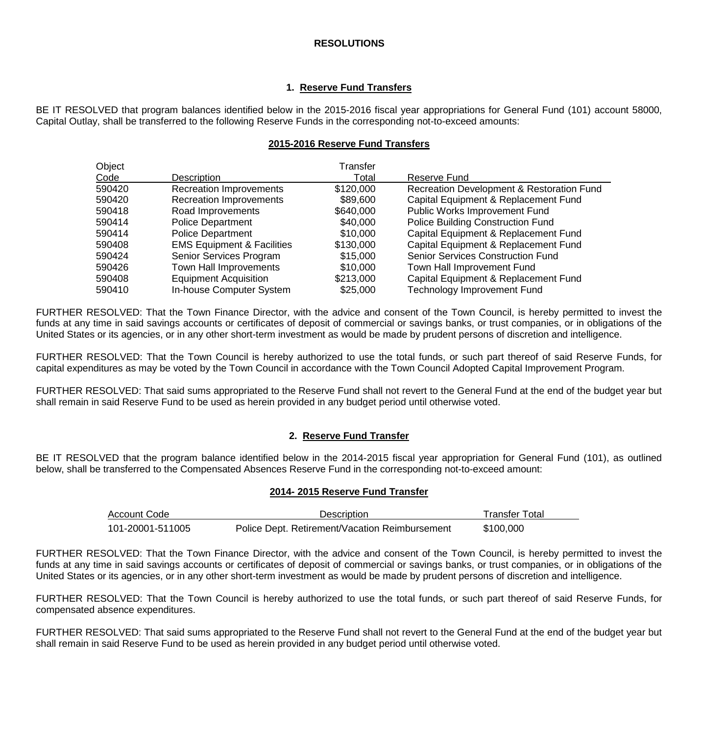# RESOLUTIONS

## 1. Reserve Fund Transfers

BE IT RESOLVED that program balances identified below in the 2015-2016 fiscal year appropriations for General Fund (101) account 58000, Capital Outlay, shall be transferred to the following Reserve Funds in the corresponding not-to-exceed amounts:

**2015-2016 Reserve Fund Transfers**

| Object Code | Description | Transfer Total | Reserve Fund |
|---|---|---|---|
| 590420 | Recreation Improvements | $120,000 | Recreation Development & Restoration Fund |
| 590420 | Recreation Improvements | $89,600 | Capital Equipment & Replacement Fund |
| 590418 | Road Improvements | $640,000 | Public Works Improvement Fund |
| 590414 | Police Department | $40,000 | Police Building Construction Fund |
| 590414 | Police Department | $10,000 | Capital Equipment & Replacement Fund |
| 590408 | EMS Equipment & Facilities | $130,000 | Capital Equipment & Replacement Fund |
| 590424 | Senior Services Program | $15,000 | Senior Services Construction Fund |
| 590426 | Town Hall Improvements | $10,000 | Town Hall Improvement Fund |
| 590408 | Equipment Acquisition | $213,000 | Capital Equipment & Replacement Fund |
| 590410 | In-house Computer System | $25,000 | Technology Improvement Fund |

FURTHER RESOLVED: That the Town Finance Director, with the advice and consent of the Town Council, is hereby permitted to invest the funds at any time in said savings accounts or certificates of deposit of commercial or savings banks, or trust companies, or in obligations of the United States or its agencies, or in any other short-term investment as would be made by prudent persons of discretion and intelligence.

FURTHER RESOLVED: That the Town Council is hereby authorized to use the total funds, or such part thereof of said Reserve Funds, for capital expenditures as may be voted by the Town Council in accordance with the Town Council Adopted Capital Improvement Program.

FURTHER RESOLVED: That said sums appropriated to the Reserve Fund shall not revert to the General Fund at the end of the budget year but shall remain in said Reserve Fund to be used as herein provided in any budget period until otherwise voted.

## 2. Reserve Fund Transfer

BE IT RESOLVED that the program balance identified below in the 2014-2015 fiscal year appropriation for General Fund (101), as outlined below, shall be transferred to the Compensated Absences Reserve Fund in the corresponding not-to-exceed amount:

**2014- 2015 Reserve Fund Transfer**

| Account Code | Description | Transfer Total |
|---|---|---|
| 101-20001-511005 | Police Dept. Retirement/Vacation Reimbursement | $100,000 |

FURTHER RESOLVED: That the Town Finance Director, with the advice and consent of the Town Council, is hereby permitted to invest the funds at any time in said savings accounts or certificates of deposit of commercial or savings banks, or trust companies, or in obligations of the United States or its agencies, or in any other short-term investment as would be made by prudent persons of discretion and intelligence.

FURTHER RESOLVED: That the Town Council is hereby authorized to use the total funds, or such part thereof of said Reserve Funds, for compensated absence expenditures.

FURTHER RESOLVED: That said sums appropriated to the Reserve Fund shall not revert to the General Fund at the end of the budget year but shall remain in said Reserve Fund to be used as herein provided in any budget period until otherwise voted.